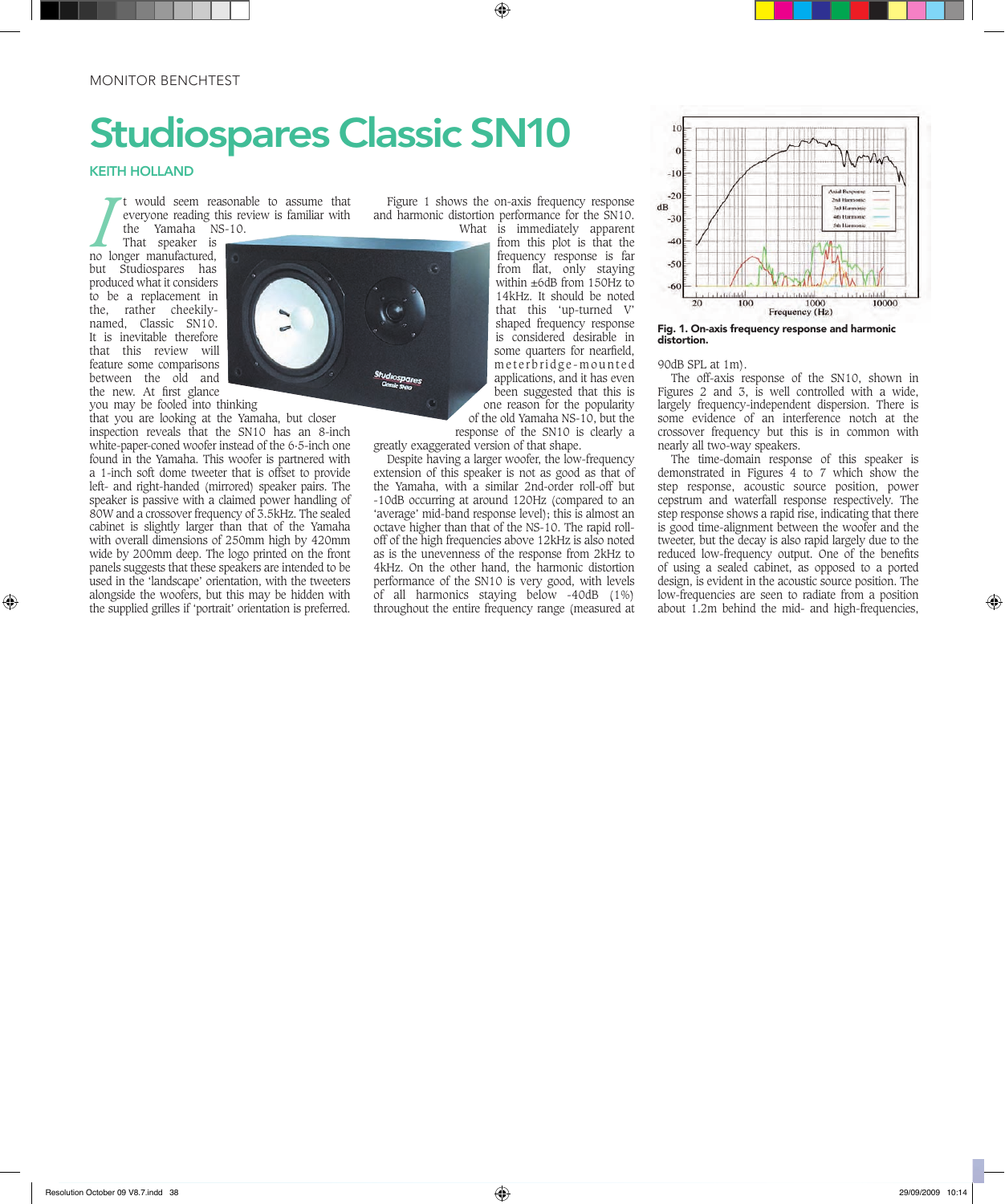MONITOR BENCHTEST

# Studiospares Classic SN10

**KEITH HOLLAND**

It would seem reasonable to assume that everyone reading this review is familiar with the Yamaha NS-10. That speaker is no longer manufactured, but Studiospares has produced what it considers to be a replacement in the, rather cheekily-named, Classic SN10. It is inevitable therefore that this review will feature some comparisons between the old and the new. At first glance you may be fooled into thinking that you are looking at the Yamaha, but closer inspection reveals that the SN10 has an 8-inch white-paper-coned woofer instead of the 6·5-inch one found in the Yamaha. This woofer is partnered with a 1-inch soft dome tweeter that is offset to provide left- and right-handed (mirrored) speaker pairs. The speaker is passive with a claimed power handling of 80W and a crossover frequency of 3.5kHz. The sealed cabinet is slightly larger than that of the Yamaha with overall dimensions of 250mm high by 420mm wide by 200mm deep. The logo printed on the front panels suggests that these speakers are intended to be used in the 'landscape' orientation, with the tweeters alongside the woofers, but this may be hidden with the supplied grilles if 'portrait' orientation is preferred.

Figure 1 shows the on-axis frequency response and harmonic distortion performance for the SN10. What is immediately apparent from this plot is that the frequency response is far from flat, only staying within ±6dB from 150Hz to 14kHz. It should be noted that this 'up-turned V' shaped frequency response is considered desirable in some quarters for nearfield, meterbridge-mounted applications, and it has even been suggested that this is one reason for the popularity of the old Yamaha NS-10, but the response of the SN10 is clearly a greatly exaggerated version of that shape.

Despite having a larger woofer, the low-frequency extension of this speaker is not as good as that of the Yamaha, with a similar 2nd-order roll-off but -10dB occurring at around 120Hz (compared to an 'average' mid-band response level); this is almost an octave higher than that of the NS-10. The rapid roll-off of the high frequencies above 12kHz is also noted as is the unevenness of the response from 2kHz to 4kHz. On the other hand, the harmonic distortion performance of the SN10 is very good, with levels of all harmonics staying below -40dB (1%) throughout the entire frequency range (measured at 90dB SPL at 1m).

Fig. 1. On-axis frequency response and harmonic distortion.

The off-axis response of the SN10, shown in Figures 2 and 3, is well controlled with a wide, largely frequency-independent dispersion. There is some evidence of an interference notch at the crossover frequency but this is in common with nearly all two-way speakers.

The time-domain response of this speaker is demonstrated in Figures 4 to 7 which show the step response, acoustic source position, power cepstrum and waterfall response respectively. The step response shows a rapid rise, indicating that there is good time-alignment between the woofer and the tweeter, but the decay is also rapid largely due to the reduced low-frequency output. One of the benefits of using a sealed cabinet, as opposed to a ported design, is evident in the acoustic source position. The low-frequencies are seen to radiate from a position about 1.2m behind the mid- and high-frequencies,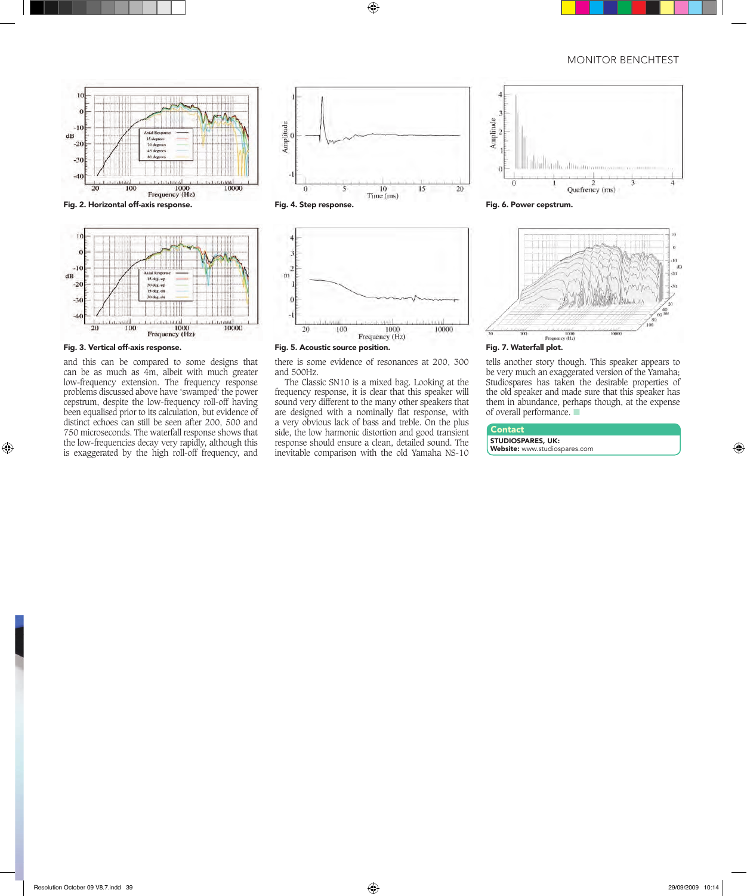10
0
-10
dB
-20
-30
-40
20 100 1000 10000
Frequency (Hz)
Axial Response
15 degrees
30 degrees
45 degrees
60 degrees

Fig. 2. Horizontal off-axis response.

1
Amplitude
0
-1
0 5 10 15 20
Time (ms)

Fig. 4. Step response.

4
3
Amplitude
2
1
0
0 1 2 3 4
Quefrency (ms)

Fig. 6. Power cepstrum.

10
0
-10
dB
-20
-30
-40
20 100 1000 10000
Frequency (Hz)
Axial Response
15 deg. up
30 deg. up
15 deg. dn
30 deg. dn

Fig. 3. Vertical off-axis response.

4
3
2
m
1
0
-1
20 100 1000 10000
Frequency (Hz)

Fig. 5. Acoustic source position.

10
0
-10
dB
-20
-30
20
40
60 ms
80
100
20 100 1000 10000
Frequency (Hz)

Fig. 7. Waterfall plot.

and this can be compared to some designs that can be as much as 4m, albeit with much greater low-frequency extension. The frequency response problems discussed above have 'swamped' the power cepstrum, despite the low-frequency roll-off having been equalised prior to its calculation, but evidence of distinct echoes can still be seen after 200, 500 and 750 microseconds. The waterfall response shows that the low-frequencies decay very rapidly, although this is exaggerated by the high roll-off frequency, and there is some evidence of resonances at 200, 300 and 500Hz.

The Classic SN10 is a mixed bag. Looking at the frequency response, it is clear that this speaker will sound very different to the many other speakers that are designed with a nominally flat response, with a very obvious lack of bass and treble. On the plus side, the low harmonic distortion and good transient response should ensure a clean, detailed sound. The inevitable comparison with the old Yamaha NS-10 tells another story though. This speaker appears to be very much an exaggerated version of the Yamaha; Studiospares has taken the desirable properties of the old speaker and made sure that this speaker has them in abundance, perhaps though, at the expense of overall performance. ■

**Contact**

**STUDIOSPARES, UK:**
**Website:** www.studiospares.com